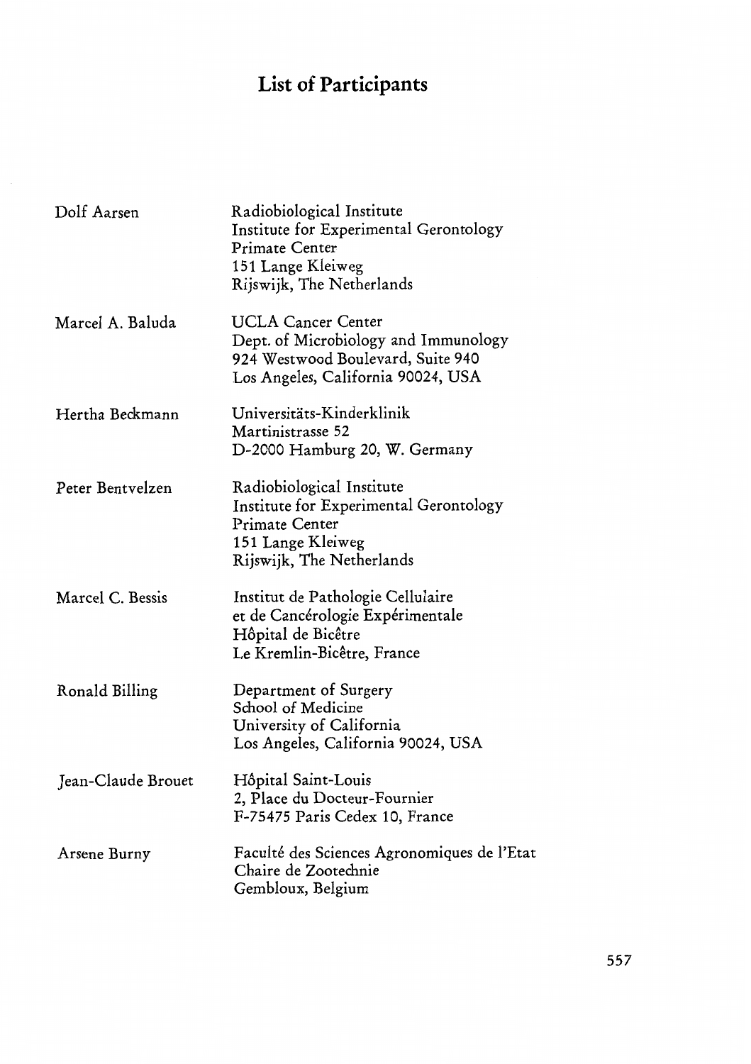# List of Participants

| | |
|---|---|
| Dolf Aarsen | Radiobiological Institute<br>Institute for Experimental Gerontology<br>Primate Center<br>151 Lange Kleiweg<br>Rijswijk, The Netherlands |
| Marcel A. Baluda | UCLA Cancer Center<br>Dept. of Microbiology and Immunology<br>924 Westwood Boulevard, Suite 940<br>Los Angeles, California 90024, USA |
| Hertha Beckmann | Universitäts-Kinderklinik<br>Martinistrasse 52<br>D-2000 Hamburg 20, W. Germany |
| Peter Bentvelzen | Radiobiological Institute<br>Institute for Experimental Gerontology<br>Primate Center<br>151 Lange Kleiweg<br>Rijswijk, The Netherlands |
| Marcel C. Bessis | Institut de Pathologie Cellulaire<br>et de Cancérologie Expérimentale<br>Hôpital de Bicêtre<br>Le Kremlin-Bicêtre, France |
| Ronald Billing | Department of Surgery<br>School of Medicine<br>University of California<br>Los Angeles, California 90024, USA |
| Jean-Claude Brouet | Hôpital Saint-Louis<br>2, Place du Docteur-Fournier<br>F-75475 Paris Cedex 10, France |
| Arsene Burny | Faculté des Sciences Agronomiques de l'Etat<br>Chaire de Zootechnie<br>Gembloux, Belgium |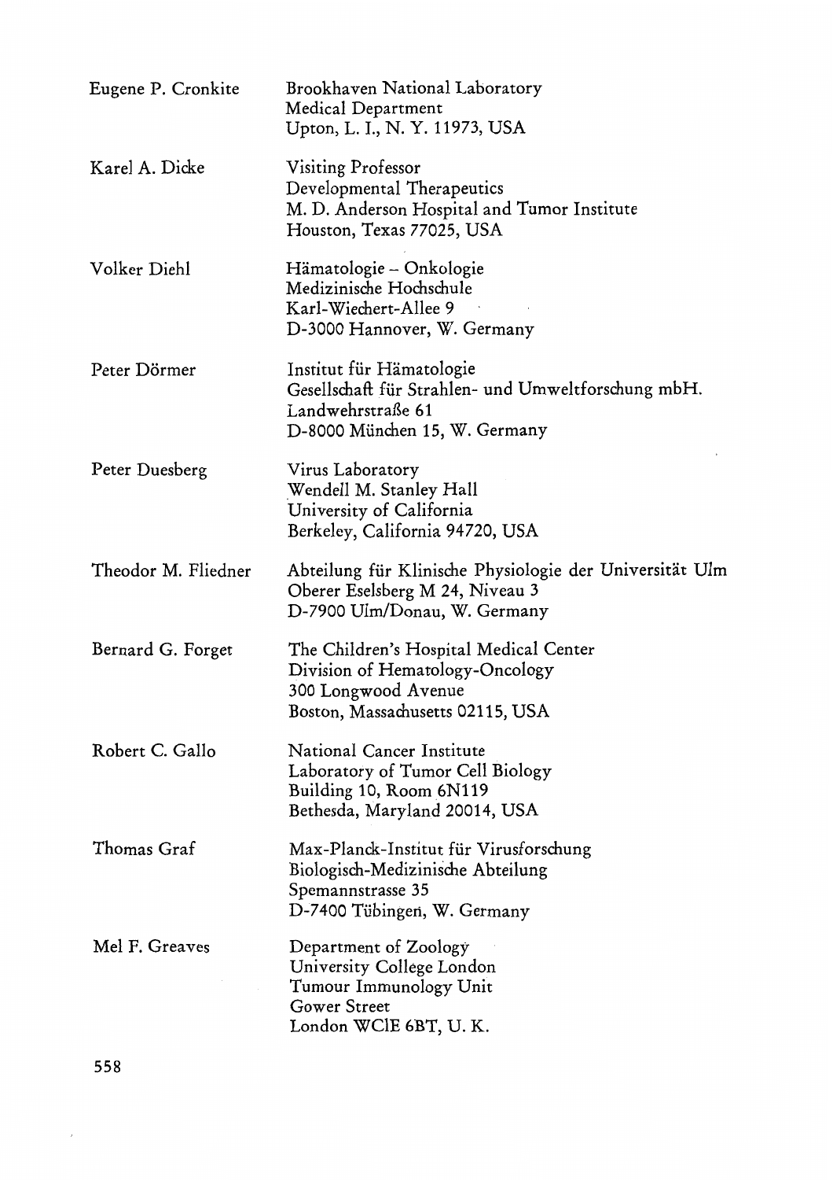| | |
|---|---|
| Eugene P. Cronkite | Brookhaven National Laboratory<br>Medical Department<br>Upton, L. I., N. Y. 11973, USA |
| Karel A. Dicke | Visiting Professor<br>Developmental Therapeutics<br>M. D. Anderson Hospital and Tumor Institute<br>Houston, Texas 77025, USA |
| Volker Diehl | Hämatologie – Onkologie<br>Medizinische Hochschule<br>Karl-Wiechert-Allee 9<br>D-3000 Hannover, W. Germany |
| Peter Dörmer | Institut für Hämatologie<br>Gesellschaft für Strahlen- und Umweltforschung mbH.<br>Landwehrstraße 61<br>D-8000 München 15, W. Germany |
| Peter Duesberg | Virus Laboratory<br>Wendell M. Stanley Hall<br>University of California<br>Berkeley, California 94720, USA |
| Theodor M. Fliedner | Abteilung für Klinische Physiologie der Universität Ulm<br>Oberer Eselsberg M 24, Niveau 3<br>D-7900 Ulm/Donau, W. Germany |
| Bernard G. Forget | The Children's Hospital Medical Center<br>Division of Hematology-Oncology<br>300 Longwood Avenue<br>Boston, Massachusetts 02115, USA |
| Robert C. Gallo | National Cancer Institute<br>Laboratory of Tumor Cell Biology<br>Building 10, Room 6N119<br>Bethesda, Maryland 20014, USA |
| Thomas Graf | Max-Planck-Institut für Virusforschung<br>Biologisch-Medizinische Abteilung<br>Spemannstrasse 35<br>D-7400 Tübingen, W. Germany |
| Mel F. Greaves | Department of Zoology<br>University College London<br>Tumour Immunology Unit<br>Gower Street<br>London WClE 6BT, U. K. |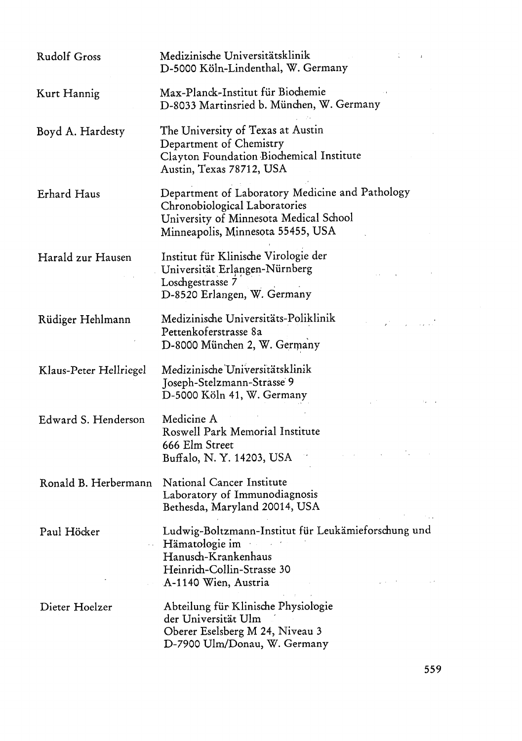Rudolf Gross
Medizinische Universitätsklinik
D-5000 Köln-Lindenthal, W. Germany

Kurt Hannig
Max-Planck-Institut für Biochemie
D-8033 Martinsried b. München, W. Germany

Boyd A. Hardesty
The University of Texas at Austin
Department of Chemistry
Clayton Foundation Biochemical Institute
Austin, Texas 78712, USA

Erhard Haus
Department of Laboratory Medicine and Pathology
Chronobiological Laboratories
University of Minnesota Medical School
Minneapolis, Minnesota 55455, USA

Harald zur Hausen
Institut für Klinische Virologie der
Universität Erlangen-Nürnberg
Loschgestrasse 7
D-8520 Erlangen, W. Germany

Rüdiger Hehlmann
Medizinische Universitäts-Poliklinik
Pettenkoferstrasse 8a
D-8000 München 2, W. Germany

Klaus-Peter Hellriegel
Medizinische Universitätsklinik
Joseph-Stelzmann-Strasse 9
D-5000 Köln 41, W. Germany

Edward S. Henderson
Medicine A
Roswell Park Memorial Institute
666 Elm Street
Buffalo, N. Y. 14203, USA

Ronald B. Herbermann
National Cancer Institute
Laboratory of Immunodiagnosis
Bethesda, Maryland 20014, USA

Paul Höcker
Ludwig-Boltzmann-Institut für Leukämieforschung und
Hämatologie im
Hanusch-Krankenhaus
Heinrich-Collin-Strasse 30
A-1140 Wien, Austria

Dieter Hoelzer
Abteilung für Klinische Physiologie
der Universität Ulm
Oberer Eselsberg M 24, Niveau 3
D-7900 Ulm/Donau, W. Germany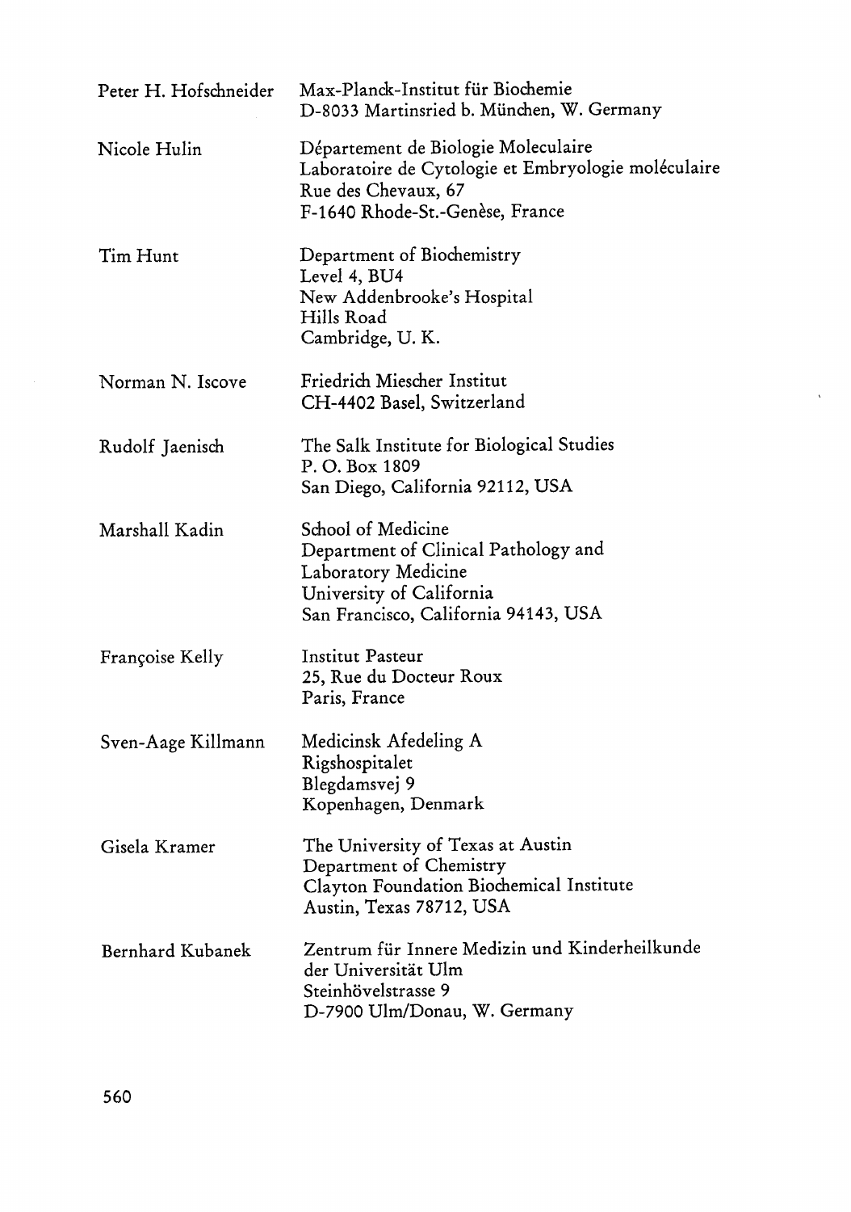| | |
|---|---|
| Peter H. Hofschneider | Max-Planck-Institut für Biochemie<br>D-8033 Martinsried b. München, W. Germany |
| Nicole Hulin | Département de Biologie Moleculaire<br>Laboratoire de Cytologie et Embryologie moléculaire<br>Rue des Chevaux, 67<br>F-1640 Rhode-St.-Genèse, France |
| Tim Hunt | Department of Biochemistry<br>Level 4, BU4<br>New Addenbrooke's Hospital<br>Hills Road<br>Cambridge, U. K. |
| Norman N. Iscove | Friedrich Miescher Institut<br>CH-4402 Basel, Switzerland |
| Rudolf Jaenisch | The Salk Institute for Biological Studies<br>P. O. Box 1809<br>San Diego, California 92112, USA |
| Marshall Kadin | School of Medicine<br>Department of Clinical Pathology and<br>Laboratory Medicine<br>University of California<br>San Francisco, California 94143, USA |
| Françoise Kelly | Institut Pasteur<br>25, Rue du Docteur Roux<br>Paris, France |
| Sven-Aage Killmann | Medicinsk Afedeling A<br>Rigshospitalet<br>Blegdamsvej 9<br>Kopenhagen, Denmark |
| Gisela Kramer | The University of Texas at Austin<br>Department of Chemistry<br>Clayton Foundation Biochemical Institute<br>Austin, Texas 78712, USA |
| Bernhard Kubanek | Zentrum für Innere Medizin und Kinderheilkunde<br>der Universität Ulm<br>Steinhövelstrasse 9<br>D-7900 Ulm/Donau, W. Germany |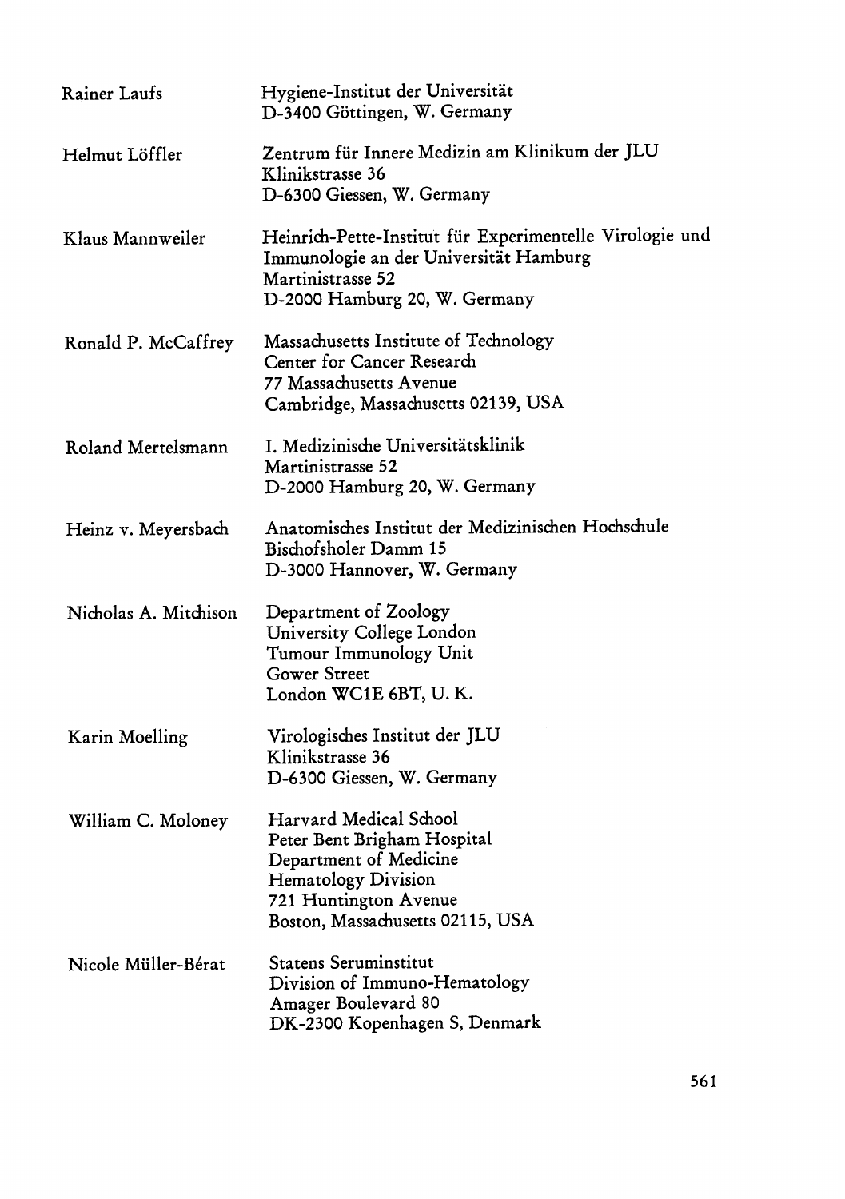| | |
|---|---|
| Rainer Laufs | Hygiene-Institut der Universität<br>D-3400 Göttingen, W. Germany |
| Helmut Löffler | Zentrum für Innere Medizin am Klinikum der JLU<br>Klinikstrasse 36<br>D-6300 Giessen, W. Germany |
| Klaus Mannweiler | Heinrich-Pette-Institut für Experimentelle Virologie und Immunologie an der Universität Hamburg<br>Martinistrasse 52<br>D-2000 Hamburg 20, W. Germany |
| Ronald P. McCaffrey | Massachusetts Institute of Technology<br>Center for Cancer Research<br>77 Massachusetts Avenue<br>Cambridge, Massachusetts 02139, USA |
| Roland Mertelsmann | I. Medizinische Universitätsklinik<br>Martinistrasse 52<br>D-2000 Hamburg 20, W. Germany |
| Heinz v. Meyersbach | Anatomisches Institut der Medizinischen Hochschule<br>Bischofsholer Damm 15<br>D-3000 Hannover, W. Germany |
| Nicholas A. Mitchison | Department of Zoology<br>University College London<br>Tumour Immunology Unit<br>Gower Street<br>London WC1E 6BT, U. K. |
| Karin Moelling | Virologisches Institut der JLU<br>Klinikstrasse 36<br>D-6300 Giessen, W. Germany |
| William C. Moloney | Harvard Medical School<br>Peter Bent Brigham Hospital<br>Department of Medicine<br>Hematology Division<br>721 Huntington Avenue<br>Boston, Massachusetts 02115, USA |
| Nicole Müller-Bérat | Statens Seruminstitut<br>Division of Immuno-Hematology<br>Amager Boulevard 80<br>DK-2300 Kopenhagen S, Denmark |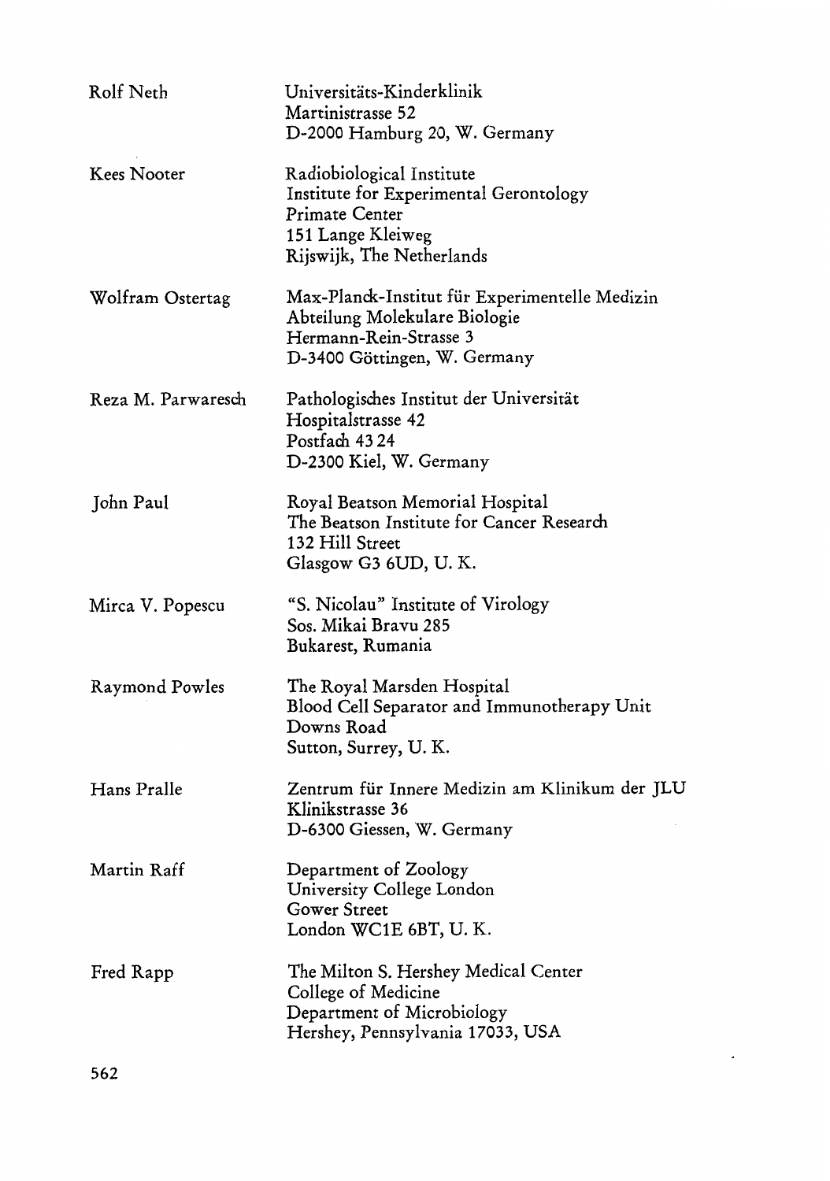| | |
|---|---|
| Rolf Neth | Universitäts-Kinderklinik<br>Martinistrasse 52<br>D-2000 Hamburg 20, W. Germany |
| Kees Nooter | Radiobiological Institute<br>Institute for Experimental Gerontology<br>Primate Center<br>151 Lange Kleiweg<br>Rijswijk, The Netherlands |
| Wolfram Ostertag | Max-Planck-Institut für Experimentelle Medizin<br>Abteilung Molekulare Biologie<br>Hermann-Rein-Strasse 3<br>D-3400 Göttingen, W. Germany |
| Reza M. Parwaresch | Pathologisches Institut der Universität<br>Hospitalstrasse 42<br>Postfach 43 24<br>D-2300 Kiel, W. Germany |
| John Paul | Royal Beatson Memorial Hospital<br>The Beatson Institute for Cancer Research<br>132 Hill Street<br>Glasgow G3 6UD, U. K. |
| Mirca V. Popescu | "S. Nicolau" Institute of Virology<br>Sos. Mikai Bravu 285<br>Bukarest, Rumania |
| Raymond Powles | The Royal Marsden Hospital<br>Blood Cell Separator and Immunotherapy Unit<br>Downs Road<br>Sutton, Surrey, U. K. |
| Hans Pralle | Zentrum für Innere Medizin am Klinikum der JLU<br>Klinikstrasse 36<br>D-6300 Giessen, W. Germany |
| Martin Raff | Department of Zoology<br>University College London<br>Gower Street<br>London WC1E 6BT, U. K. |
| Fred Rapp | The Milton S. Hershey Medical Center<br>College of Medicine<br>Department of Microbiology<br>Hershey, Pennsylvania 17033, USA |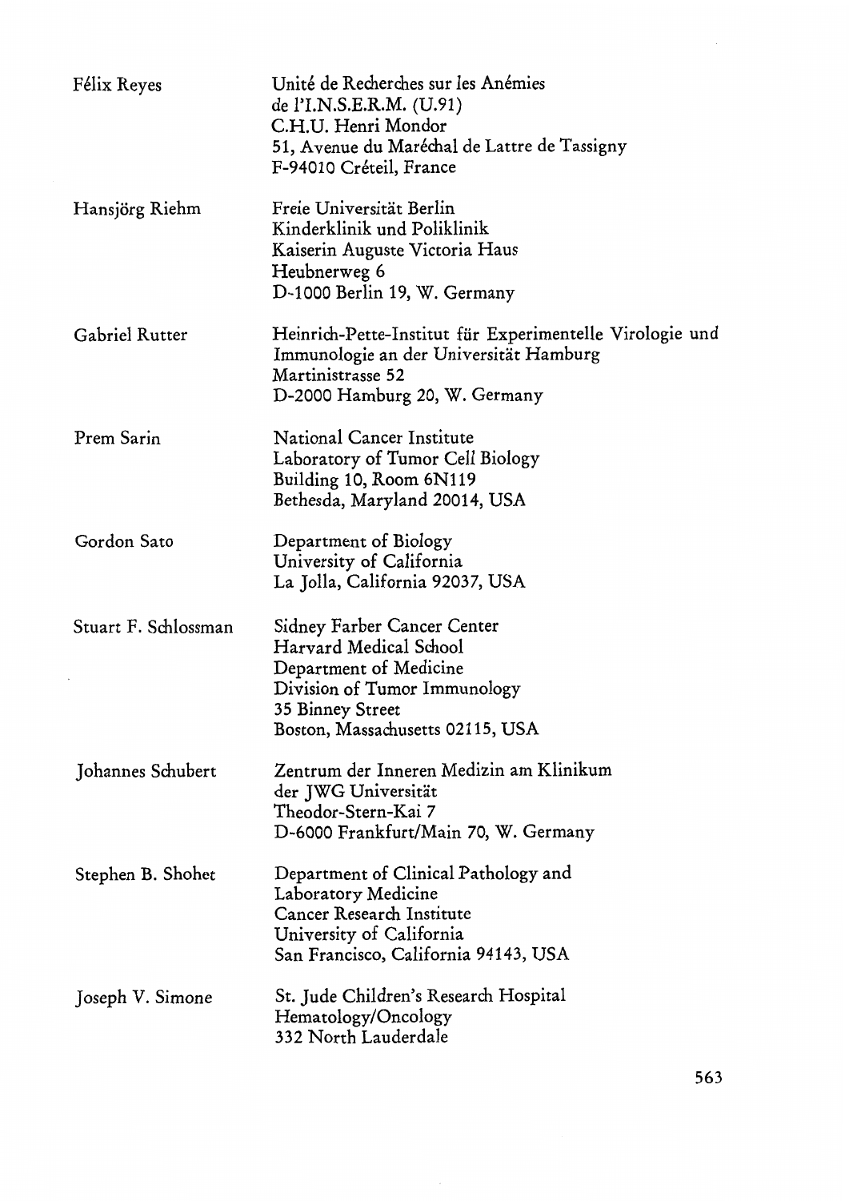Félix Reyes
Unité de Recherches sur les Anémies
de l'I.N.S.E.R.M. (U.91)
C.H.U. Henri Mondor
51, Avenue du Maréchal de Lattre de Tassigny
F-94010 Créteil, France

Hansjörg Riehm
Freie Universität Berlin
Kinderklinik und Poliklinik
Kaiserin Auguste Victoria Haus
Heubnerweg 6
D-1000 Berlin 19, W. Germany

Gabriel Rutter
Heinrich-Pette-Institut für Experimentelle Virologie und
Immunologie an der Universität Hamburg
Martinistrasse 52
D-2000 Hamburg 20, W. Germany

Prem Sarin
National Cancer Institute
Laboratory of Tumor Cell Biology
Building 10, Room 6N119
Bethesda, Maryland 20014, USA

Gordon Sato
Department of Biology
University of California
La Jolla, California 92037, USA

Stuart F. Schlossman
Sidney Farber Cancer Center
Harvard Medical School
Department of Medicine
Division of Tumor Immunology
35 Binney Street
Boston, Massachusetts 02115, USA

Johannes Schubert
Zentrum der Inneren Medizin am Klinikum
der JWG Universität
Theodor-Stern-Kai 7
D-6000 Frankfurt/Main 70, W. Germany

Stephen B. Shohet
Department of Clinical Pathology and
Laboratory Medicine
Cancer Research Institute
University of California
San Francisco, California 94143, USA

Joseph V. Simone
St. Jude Children's Research Hospital
Hematology/Oncology
332 North Lauderdale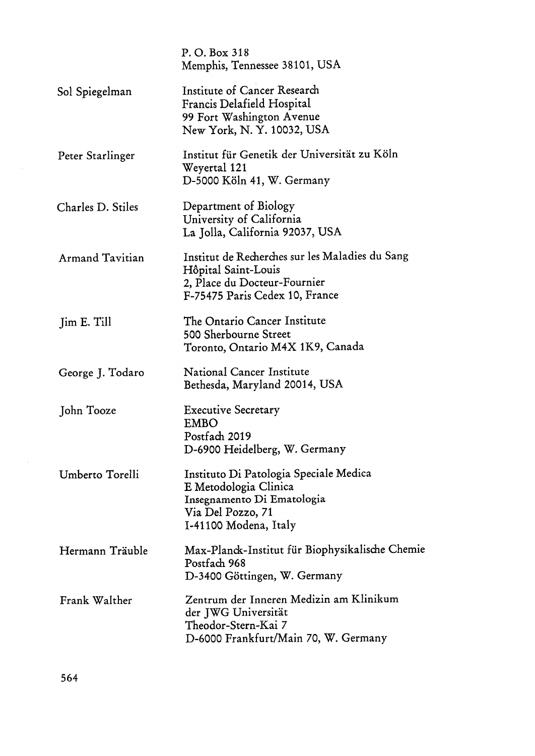P. O. Box 318
Memphis, Tennessee 38101, USA

| | |
|---|---|
| Sol Spiegelman | Institute of Cancer Research<br>Francis Delafield Hospital<br>99 Fort Washington Avenue<br>New York, N. Y. 10032, USA |
| Peter Starlinger | Institut für Genetik der Universität zu Köln<br>Weyertal 121<br>D-5000 Köln 41, W. Germany |
| Charles D. Stiles | Department of Biology<br>University of California<br>La Jolla, California 92037, USA |
| Armand Tavitian | Institut de Recherches sur les Maladies du Sang<br>Hôpital Saint-Louis<br>2, Place du Docteur-Fournier<br>F-75475 Paris Cedex 10, France |
| Jim E. Till | The Ontario Cancer Institute<br>500 Sherbourne Street<br>Toronto, Ontario M4X 1K9, Canada |
| George J. Todaro | National Cancer Institute<br>Bethesda, Maryland 20014, USA |
| John Tooze | Executive Secretary<br>EMBO<br>Postfach 2019<br>D-6900 Heidelberg, W. Germany |
| Umberto Torelli | Instituto Di Patologia Speciale Medica<br>E Metodologia Clinica<br>Insegnamento Di Ematologia<br>Via Del Pozzo, 71<br>I-41100 Modena, Italy |
| Hermann Träuble | Max-Planck-Institut für Biophysikalische Chemie<br>Postfach 968<br>D-3400 Göttingen, W. Germany |
| Frank Walther | Zentrum der Inneren Medizin am Klinikum<br>der JWG Universität<br>Theodor-Stern-Kai 7<br>D-6000 Frankfurt/Main 70, W. Germany |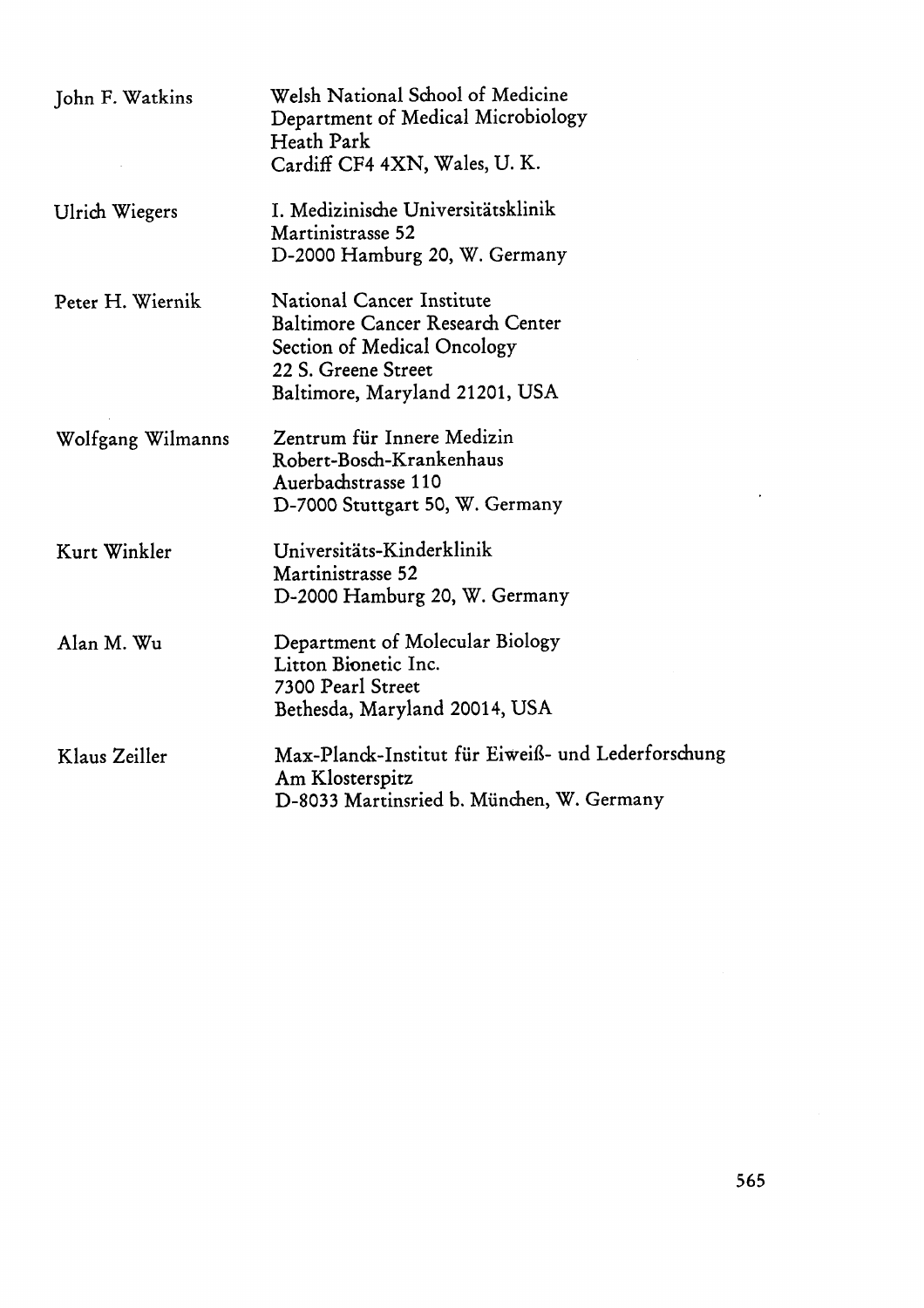| | |
|---|---|
| John F. Watkins | Welsh National School of Medicine<br>Department of Medical Microbiology<br>Heath Park<br>Cardiff CF4 4XN, Wales, U. K. |
| Ulrich Wiegers | I. Medizinische Universitätsklinik<br>Martinistrasse 52<br>D-2000 Hamburg 20, W. Germany |
| Peter H. Wiernik | National Cancer Institute<br>Baltimore Cancer Research Center<br>Section of Medical Oncology<br>22 S. Greene Street<br>Baltimore, Maryland 21201, USA |
| Wolfgang Wilmanns | Zentrum für Innere Medizin<br>Robert-Bosch-Krankenhaus<br>Auerbachstrasse 110<br>D-7000 Stuttgart 50, W. Germany |
| Kurt Winkler | Universitäts-Kinderklinik<br>Martinistrasse 52<br>D-2000 Hamburg 20, W. Germany |
| Alan M. Wu | Department of Molecular Biology<br>Litton Bionetic Inc.<br>7300 Pearl Street<br>Bethesda, Maryland 20014, USA |
| Klaus Zeiller | Max-Planck-Institut für Eiweiß- und Lederforschung<br>Am Klosterspitz<br>D-8033 Martinsried b. München, W. Germany |